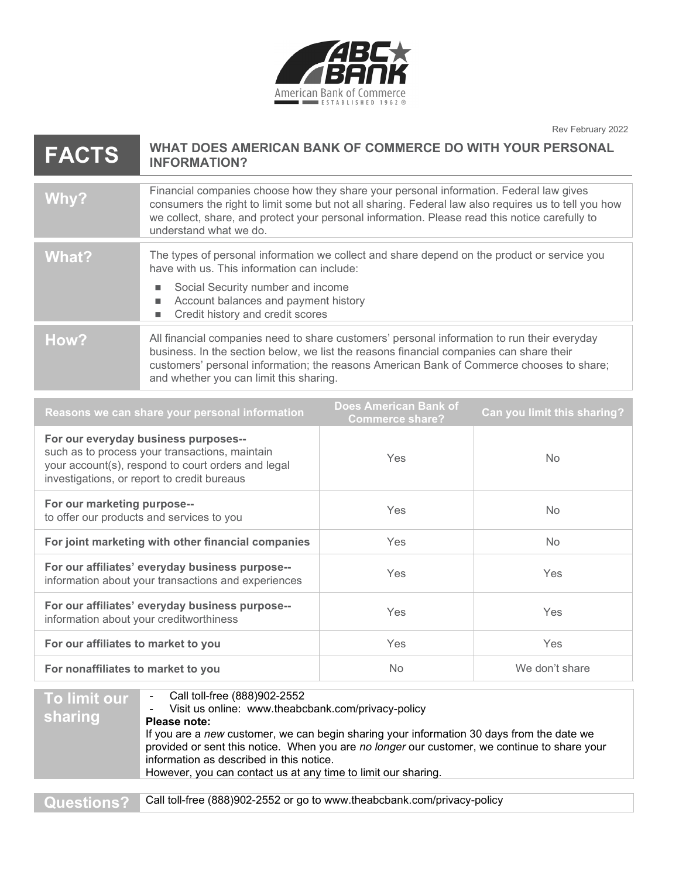ABC★ BANK

American Bank of Commerce

ESTABLISHED 1962 ®

Rev February 2022

# FACTS — WHAT DOES AMERICAN BANK OF COMMERCE DO WITH YOUR PERSONAL INFORMATION?

| | |
|---|---|
| **Why?** | Financial companies choose how they share your personal information. Federal law gives consumers the right to limit some but not all sharing. Federal law also requires us to tell you how we collect, share, and protect your personal information. Please read this notice carefully to understand what we do. |
| **What?** | The types of personal information we collect and share depend on the product or service you have with us. This information can include:<br>■ Social Security number and income<br>■ Account balances and payment history<br>■ Credit history and credit scores |
| **How?** | All financial companies need to share customers' personal information to run their everyday business. In the section below, we list the reasons financial companies can share their customers' personal information; the reasons American Bank of Commerce chooses to share; and whether you can limit this sharing. |

| Reasons we can share your personal information | Does American Bank of Commerce share? | Can you limit this sharing? |
|---|---|---|
| **For our everyday business purposes--** such as to process your transactions, maintain your account(s), respond to court orders and legal investigations, or report to credit bureaus | Yes | No |
| **For our marketing purpose--** to offer our products and services to you | Yes | No |
| **For joint marketing with other financial companies** | Yes | No |
| **For our affiliates' everyday business purpose--** information about your transactions and experiences | Yes | Yes |
| **For our affiliates' everyday business purpose--** information about your creditworthiness | Yes | Yes |
| **For our affiliates to market to you** | Yes | Yes |
| **For nonaffiliates to market to you** | No | We don't share |

| | |
|---|---|
| **To limit our sharing** | - Call toll-free (888)902-2552<br>- Visit us online: www.theabcbank.com/privacy-policy<br>**Please note:**<br>If you are a *new* customer, we can begin sharing your information 30 days from the date we provided or sent this notice. When you are *no longer* our customer, we continue to share your information as described in this notice.<br>However, you can contact us at any time to limit our sharing. |

| | |
|---|---|
| **Questions?** | Call toll-free (888)902-2552 or go to www.theabcbank.com/privacy-policy |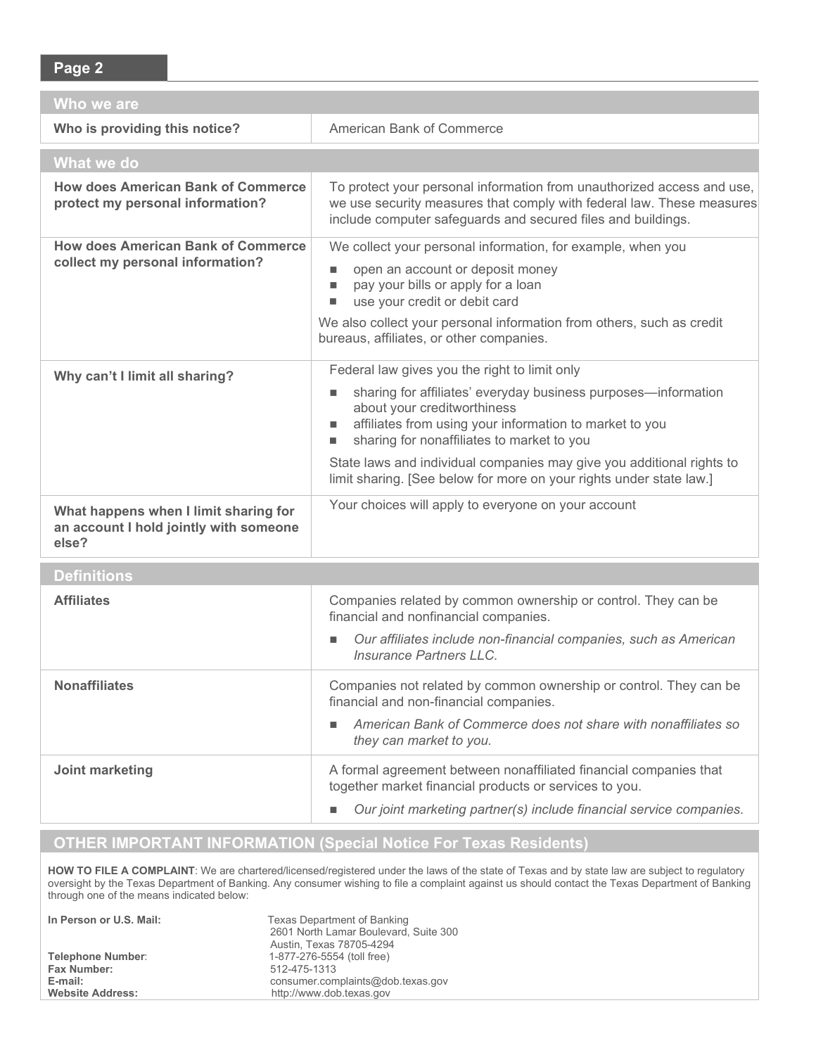| Who we are | |
|---|---|
| **Who is providing this notice?** | American Bank of Commerce |

| What we do | |
|---|---|
| **How does American Bank of Commerce protect my personal information?** | To protect your personal information from unauthorized access and use, we use security measures that comply with federal law. These measures include computer safeguards and secured files and buildings. |
| **How does American Bank of Commerce collect my personal information?** | We collect your personal information, for example, when you<br>■ open an account or deposit money<br>■ pay your bills or apply for a loan<br>■ use your credit or debit card<br>We also collect your personal information from others, such as credit bureaus, affiliates, or other companies. |
| **Why can't I limit all sharing?** | Federal law gives you the right to limit only<br>■ sharing for affiliates' everyday business purposes—information about your creditworthiness<br>■ affiliates from using your information to market to you<br>■ sharing for nonaffiliates to market to you<br>State laws and individual companies may give you additional rights to limit sharing. [See below for more on your rights under state law.] |
| **What happens when I limit sharing for an account I hold jointly with someone else?** | Your choices will apply to everyone on your account |

| Definitions | |
|---|---|
| **Affiliates** | Companies related by common ownership or control. They can be financial and nonfinancial companies.<br>■ *Our affiliates include non-financial companies, such as American Insurance Partners LLC.* |
| **Nonaffiliates** | Companies not related by common ownership or control. They can be financial and non-financial companies.<br>■ *American Bank of Commerce does not share with nonaffiliates so they can market to you.* |
| **Joint marketing** | A formal agreement between nonaffiliated financial companies that together market financial products or services to you.<br>■ *Our joint marketing partner(s) include financial service companies.* |

## OTHER IMPORTANT INFORMATION (Special Notice For Texas Residents)

**HOW TO FILE A COMPLAINT**: We are chartered/licensed/registered under the laws of the state of Texas and by state law are subject to regulatory oversight by the Texas Department of Banking. Any consumer wishing to file a complaint against us should contact the Texas Department of Banking through one of the means indicated below:

**In Person or U.S. Mail:** Texas Department of Banking
2601 North Lamar Boulevard, Suite 300
Austin, Texas 78705-4294

**Telephone Number**: 1-877-276-5554 (toll free)

**Fax Number:** 512-475-1313

**E-mail:** consumer.complaints@dob.texas.gov

**Website Address:** http://www.dob.texas.gov